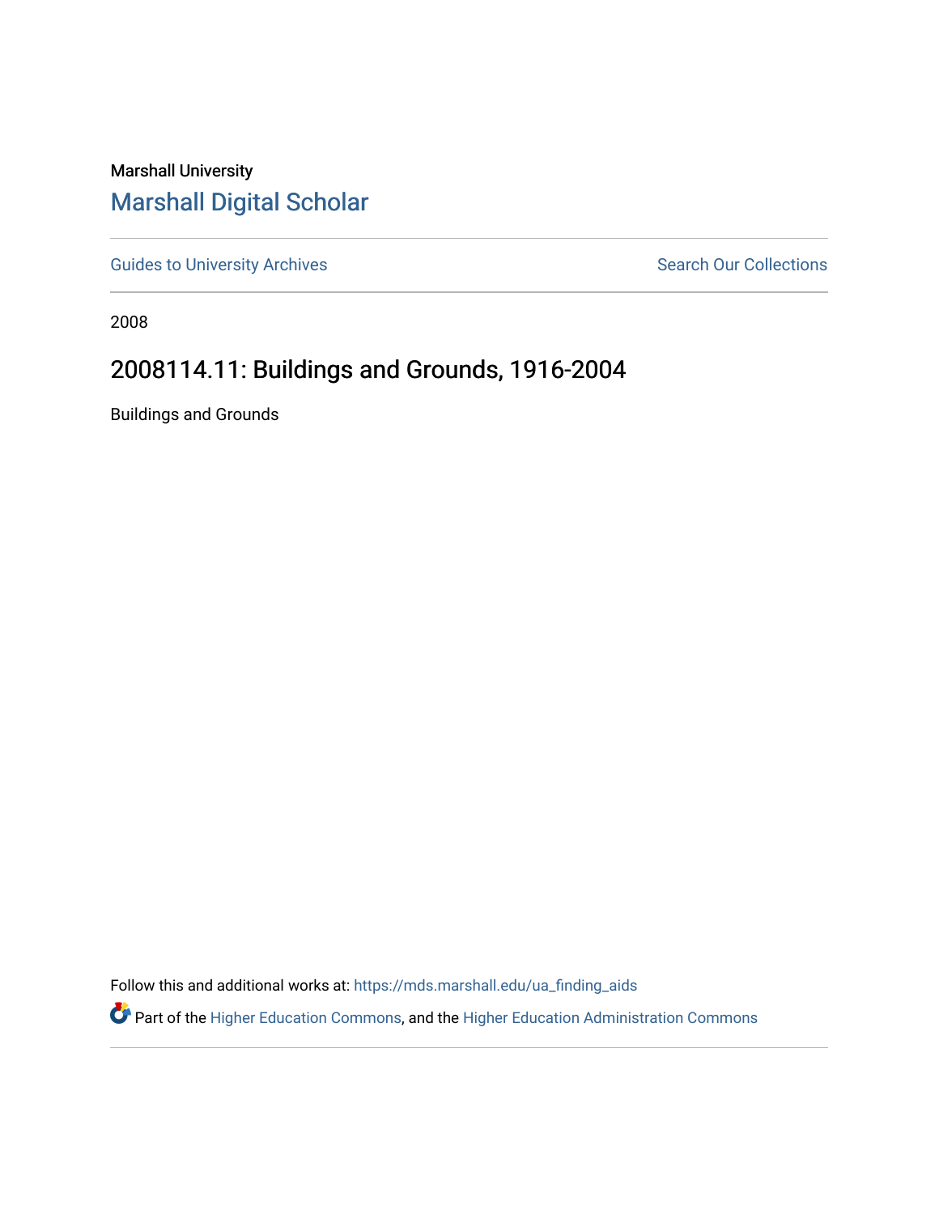Marshall University

## Marshall Digital Scholar

Guides to University Archives

Search Our Collections

2008

# 2008114.11: Buildings and Grounds, 1916-2004

Buildings and Grounds

Follow this and additional works at: https://mds.marshall.edu/ua_finding_aids

Part of the Higher Education Commons, and the Higher Education Administration Commons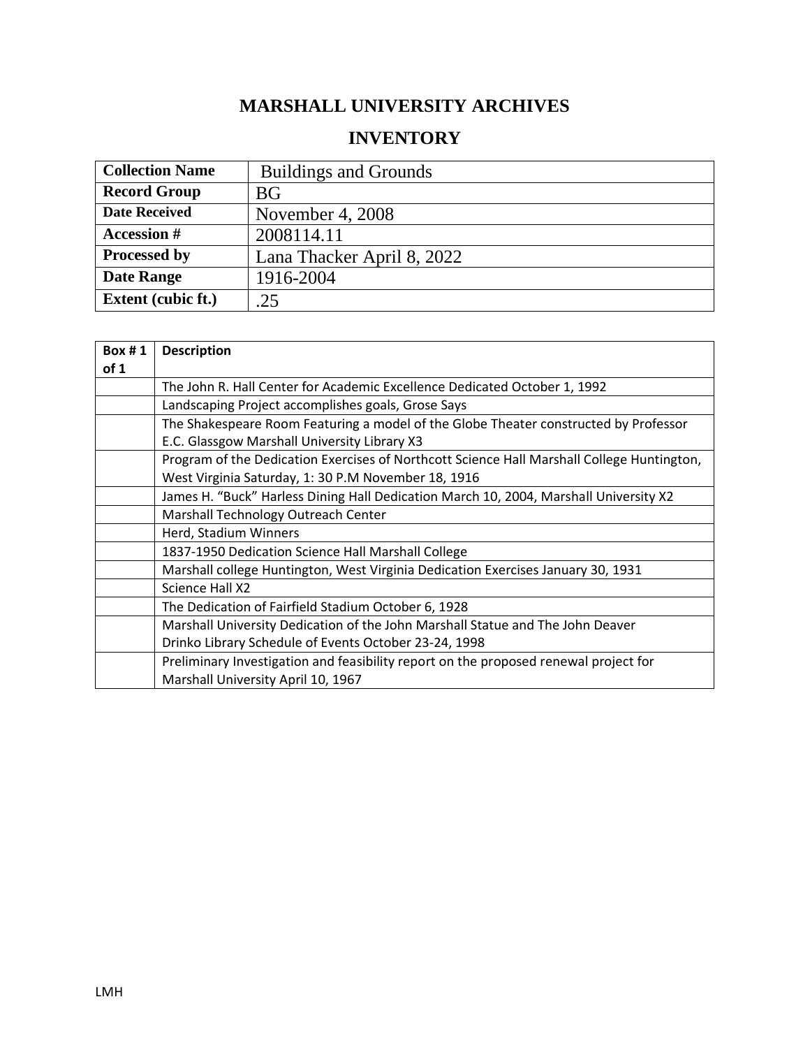# MARSHALL UNIVERSITY ARCHIVES

## INVENTORY

| | |
|---|---|
| **Collection Name** | Buildings and Grounds |
| **Record Group** | BG |
| **Date Received** | November 4, 2008 |
| **Accession #** | 2008114.11 |
| **Processed by** | Lana Thacker April 8, 2022 |
| **Date Range** | 1916-2004 |
| **Extent (cubic ft.)** | .25 |

| **Box # 1 of 1** | **Description** |
|---|---|
| | The John R. Hall Center for Academic Excellence Dedicated October 1, 1992 |
| | Landscaping Project accomplishes goals, Grose Says |
| | The Shakespeare Room Featuring a model of the Globe Theater constructed by Professor E.C. Glassgow Marshall University Library X3 |
| | Program of the Dedication Exercises of Northcott Science Hall Marshall College Huntington, West Virginia Saturday, 1: 30 P.M November 18, 1916 |
| | James H. "Buck" Harless Dining Hall Dedication March 10, 2004, Marshall University X2 |
| | Marshall Technology Outreach Center |
| | Herd, Stadium Winners |
| | 1837-1950 Dedication Science Hall Marshall College |
| | Marshall college Huntington, West Virginia Dedication Exercises January 30, 1931 |
| | Science Hall X2 |
| | The Dedication of Fairfield Stadium October 6, 1928 |
| | Marshall University Dedication of the John Marshall Statue and The John Deaver Drinko Library Schedule of Events October 23-24, 1998 |
| | Preliminary Investigation and feasibility report on the proposed renewal project for Marshall University April 10, 1967 |

LMH